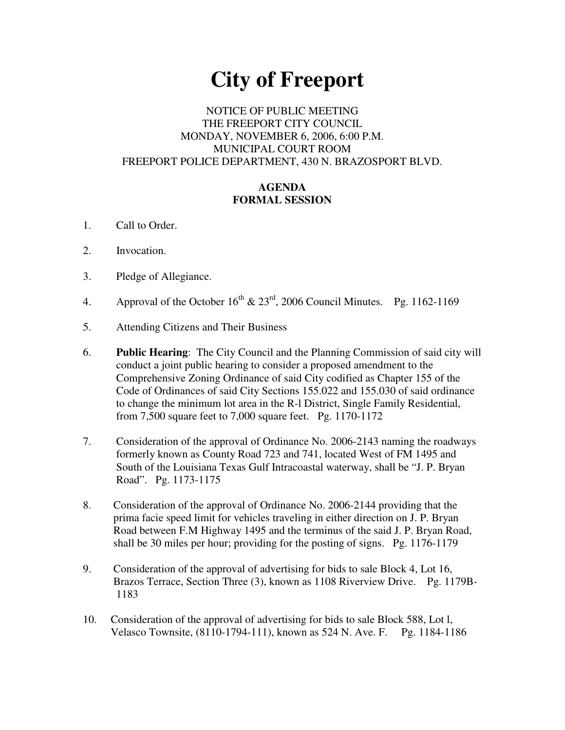# City of Freeport

NOTICE OF PUBLIC MEETING
THE FREEPORT CITY COUNCIL
MONDAY, NOVEMBER 6, 2006, 6:00 P.M.
MUNICIPAL COURT ROOM
FREEPORT POLICE DEPARTMENT, 430 N. BRAZOSPORT BLVD.

**AGENDA**
**FORMAL SESSION**

1. Call to Order.

2. Invocation.

3. Pledge of Allegiance.

4. Approval of the October 16th & 23rd, 2006 Council Minutes. Pg. 1162-1169

5. Attending Citizens and Their Business

6. **Public Hearing**: The City Council and the Planning Commission of said city will conduct a joint public hearing to consider a proposed amendment to the Comprehensive Zoning Ordinance of said City codified as Chapter 155 of the Code of Ordinances of said City Sections 155.022 and 155.030 of said ordinance to change the minimum lot area in the R-l District, Single Family Residential, from 7,500 square feet to 7,000 square feet. Pg. 1170-1172

7. Consideration of the approval of Ordinance No. 2006-2143 naming the roadways formerly known as County Road 723 and 741, located West of FM 1495 and South of the Louisiana Texas Gulf Intracoastal waterway, shall be "J. P. Bryan Road". Pg. 1173-1175

8. Consideration of the approval of Ordinance No. 2006-2144 providing that the prima facie speed limit for vehicles traveling in either direction on J. P. Bryan Road between F.M Highway 1495 and the terminus of the said J. P. Bryan Road, shall be 30 miles per hour; providing for the posting of signs. Pg. 1176-1179

9. Consideration of the approval of advertising for bids to sale Block 4, Lot 16, Brazos Terrace, Section Three (3), known as 1108 Riverview Drive. Pg. 1179B-1183

10. Consideration of the approval of advertising for bids to sale Block 588, Lot l, Velasco Townsite, (8110-1794-111), known as 524 N. Ave. F. Pg. 1184-1186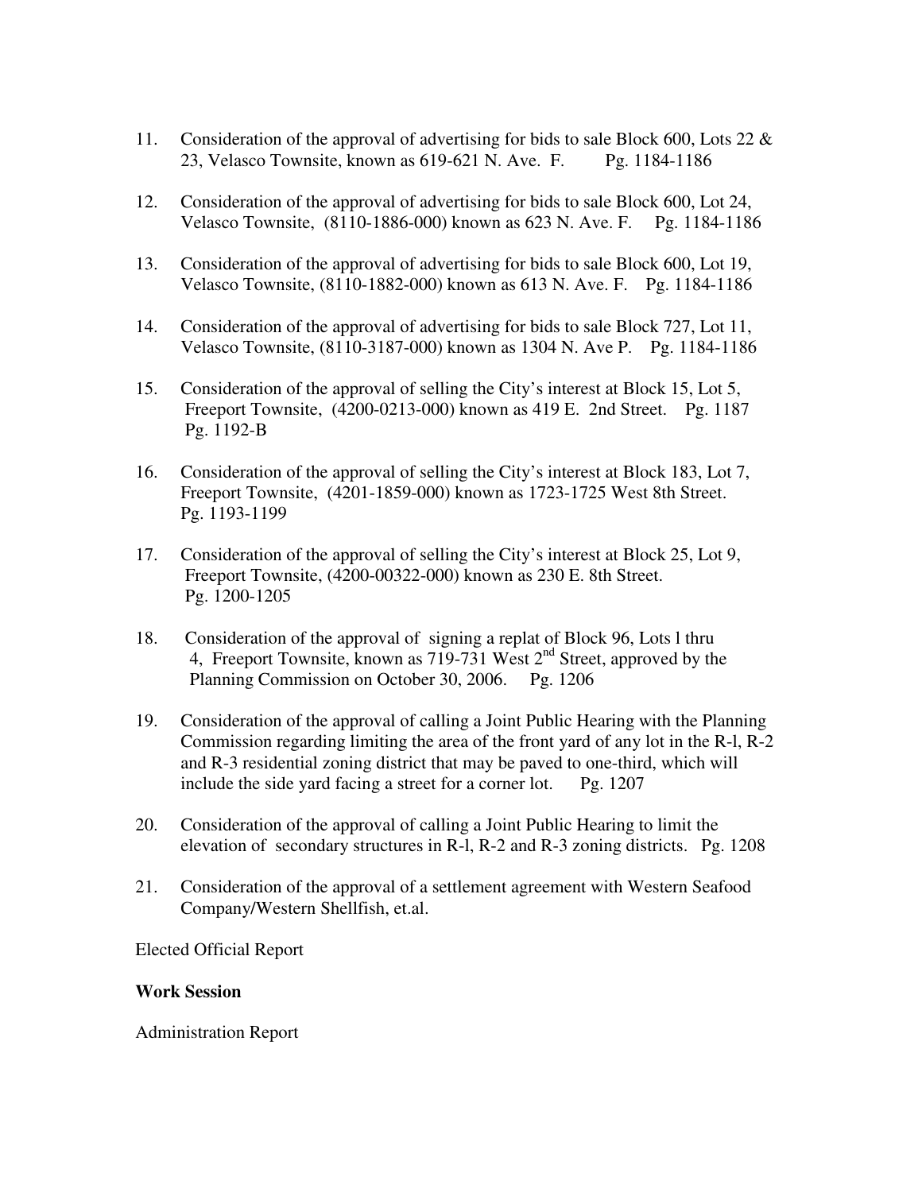11. Consideration of the approval of advertising for bids to sale Block 600, Lots 22 & 23, Velasco Townsite, known as 619-621 N. Ave. F. Pg. 1184-1186

12. Consideration of the approval of advertising for bids to sale Block 600, Lot 24, Velasco Townsite, (8110-1886-000) known as 623 N. Ave. F. Pg. 1184-1186

13. Consideration of the approval of advertising for bids to sale Block 600, Lot 19, Velasco Townsite, (8110-1882-000) known as 613 N. Ave. F. Pg. 1184-1186

14. Consideration of the approval of advertising for bids to sale Block 727, Lot 11, Velasco Townsite, (8110-3187-000) known as 1304 N. Ave P. Pg. 1184-1186

15. Consideration of the approval of selling the City's interest at Block 15, Lot 5, Freeport Townsite, (4200-0213-000) known as 419 E. 2nd Street. Pg. 1187 Pg. 1192-B

16. Consideration of the approval of selling the City's interest at Block 183, Lot 7, Freeport Townsite, (4201-1859-000) known as 1723-1725 West 8th Street. Pg. 1193-1199

17. Consideration of the approval of selling the City's interest at Block 25, Lot 9, Freeport Townsite, (4200-00322-000) known as 230 E. 8th Street. Pg. 1200-1205

18. Consideration of the approval of signing a replat of Block 96, Lots l thru 4, Freeport Townsite, known as 719-731 West 2nd Street, approved by the Planning Commission on October 30, 2006. Pg. 1206

19. Consideration of the approval of calling a Joint Public Hearing with the Planning Commission regarding limiting the area of the front yard of any lot in the R-l, R-2 and R-3 residential zoning district that may be paved to one-third, which will include the side yard facing a street for a corner lot. Pg. 1207

20. Consideration of the approval of calling a Joint Public Hearing to limit the elevation of secondary structures in R-l, R-2 and R-3 zoning districts. Pg. 1208

21. Consideration of the approval of a settlement agreement with Western Seafood Company/Western Shellfish, et.al.

Elected Official Report

**Work Session**

Administration Report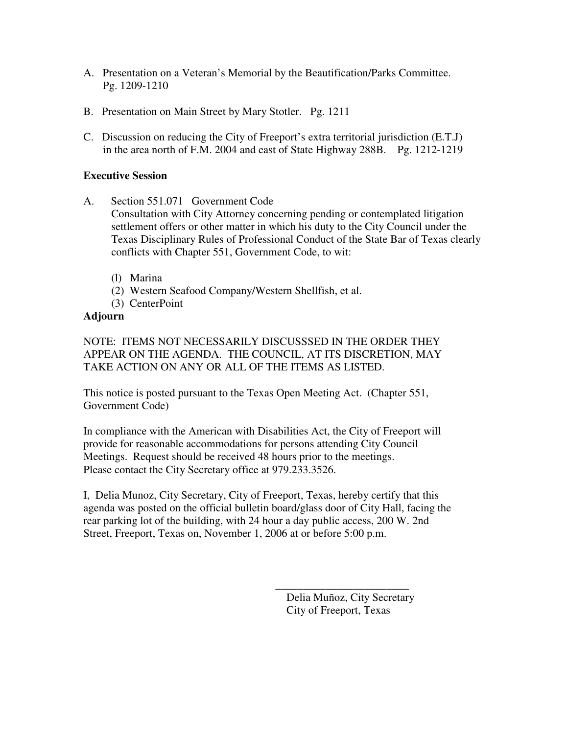A. Presentation on a Veteran's Memorial by the Beautification/Parks Committee. Pg. 1209-1210

B. Presentation on Main Street by Mary Stotler. Pg. 1211

C. Discussion on reducing the City of Freeport's extra territorial jurisdiction (E.T.J) in the area north of F.M. 2004 and east of State Highway 288B. Pg. 1212-1219

**Executive Session**

A. Section 551.071 Government Code
Consultation with City Attorney concerning pending or contemplated litigation settlement offers or other matter in which his duty to the City Council under the Texas Disciplinary Rules of Professional Conduct of the State Bar of Texas clearly conflicts with Chapter 551, Government Code, to wit:

(l) Marina
(2) Western Seafood Company/Western Shellfish, et al.
(3) CenterPoint

**Adjourn**

NOTE: ITEMS NOT NECESSARILY DISCUSSSED IN THE ORDER THEY APPEAR ON THE AGENDA. THE COUNCIL, AT ITS DISCRETION, MAY TAKE ACTION ON ANY OR ALL OF THE ITEMS AS LISTED.

This notice is posted pursuant to the Texas Open Meeting Act. (Chapter 551, Government Code)

In compliance with the American with Disabilities Act, the City of Freeport will provide for reasonable accommodations for persons attending City Council Meetings. Request should be received 48 hours prior to the meetings. Please contact the City Secretary office at 979.233.3526.

I, Delia Munoz, City Secretary, City of Freeport, Texas, hereby certify that this agenda was posted on the official bulletin board/glass door of City Hall, facing the rear parking lot of the building, with 24 hour a day public access, 200 W. 2nd Street, Freeport, Texas on, November 1, 2006 at or before 5:00 p.m.

\_\_\_\_\_\_\_\_\_\_\_\_\_\_\_\_\_\_\_\_\_\_\_\_\_
Delia Muñoz, City Secretary
City of Freeport, Texas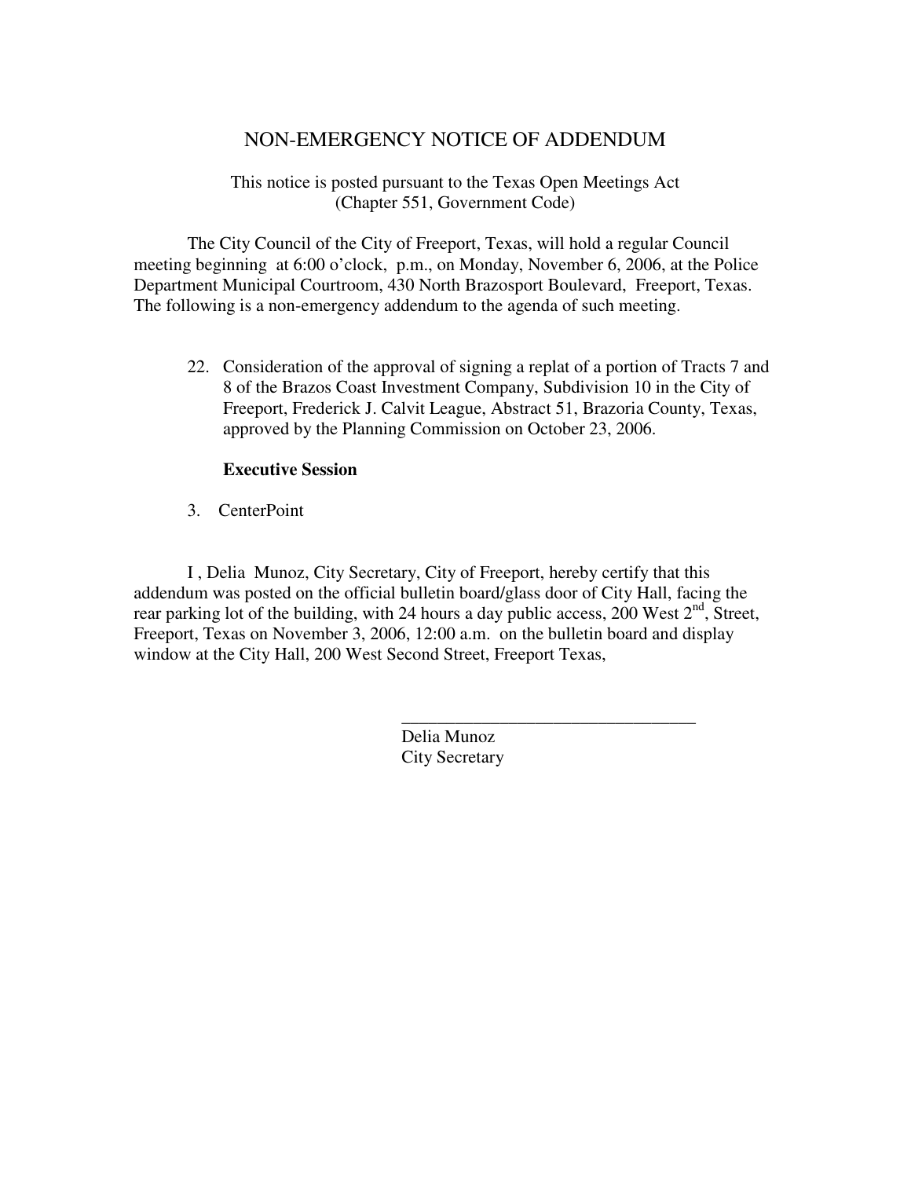# NON-EMERGENCY NOTICE OF ADDENDUM

This notice is posted pursuant to the Texas Open Meetings Act
(Chapter 551, Government Code)

The City Council of the City of Freeport, Texas, will hold a regular Council meeting beginning at 6:00 o'clock, p.m., on Monday, November 6, 2006, at the Police Department Municipal Courtroom, 430 North Brazosport Boulevard, Freeport, Texas. The following is a non-emergency addendum to the agenda of such meeting.

22. Consideration of the approval of signing a replat of a portion of Tracts 7 and 8 of the Brazos Coast Investment Company, Subdivision 10 in the City of Freeport, Frederick J. Calvit League, Abstract 51, Brazoria County, Texas, approved by the Planning Commission on October 23, 2006.

**Executive Session**

3. CenterPoint

I , Delia Munoz, City Secretary, City of Freeport, hereby certify that this addendum was posted on the official bulletin board/glass door of City Hall, facing the rear parking lot of the building, with 24 hours a day public access, 200 West 2nd, Street, Freeport, Texas on November 3, 2006, 12:00 a.m. on the bulletin board and display window at the City Hall, 200 West Second Street, Freeport Texas,

\_\_\_\_\_\_\_\_\_\_\_\_\_\_\_\_\_\_\_\_\_\_\_\_\_\_\_\_\_\_\_\_\_\_

Delia Munoz
City Secretary